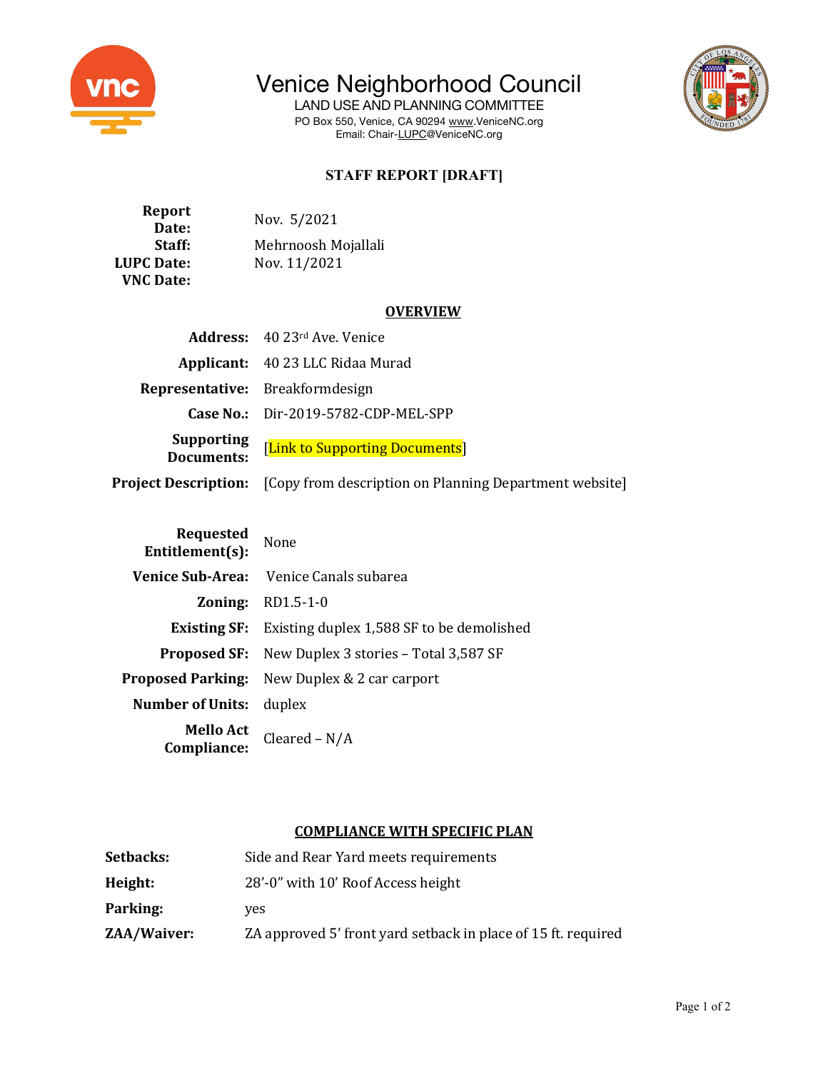# Venice Neighborhood Council

LAND USE AND PLANNING COMMITTEE

PO Box 550, Venice, CA 90294 www.VeniceNC.org

Email: Chair-LUPC@VeniceNC.org

## STAFF REPORT [DRAFT]

| | |
|---|---|
| **Report Date:** | Nov. 5/2021 |
| **Staff:** | Mehrnoosh Mojallali |
| **LUPC Date:** | Nov. 11/2021 |
| **VNC Date:** | |

### OVERVIEW

| | |
|---|---|
| **Address:** | 40 23rd Ave. Venice |
| **Applicant:** | 40 23 LLC Ridaa Murad |
| **Representative:** | Breakformdesign |
| **Case No.:** | Dir-2019-5782-CDP-MEL-SPP |
| **Supporting Documents:** | [Link to Supporting Documents] |
| **Project Description:** | [Copy from description on Planning Department website] |
| **Requested Entitlement(s):** | None |
| **Venice Sub-Area:** | Venice Canals subarea |
| **Zoning:** | RD1.5-1-0 |
| **Existing SF:** | Existing duplex 1,588 SF to be demolished |
| **Proposed SF:** | New Duplex 3 stories – Total 3,587 SF |
| **Proposed Parking:** | New Duplex & 2 car carport |
| **Number of Units:** | duplex |
| **Mello Act Compliance:** | Cleared – N/A |

### COMPLIANCE WITH SPECIFIC PLAN

| | |
|---|---|
| **Setbacks:** | Side and Rear Yard meets requirements |
| **Height:** | 28'-0" with 10' Roof Access height |
| **Parking:** | yes |
| **ZAA/Waiver:** | ZA approved 5' front yard setback in place of 15 ft. required |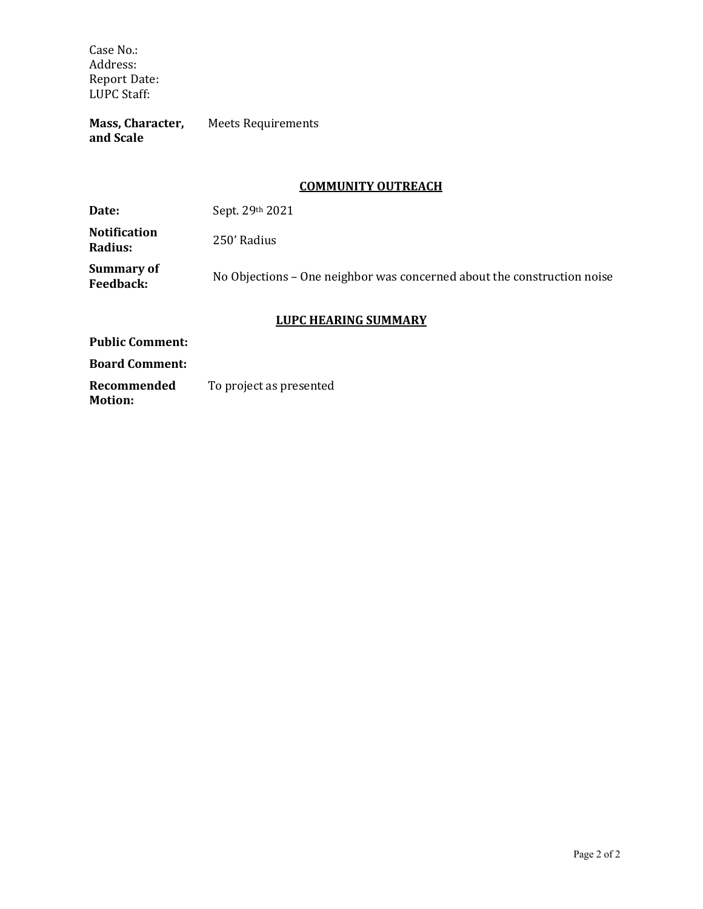Case No.:
Address:
Report Date:
LUPC Staff:

| | |
|---|---|
| **Mass, Character, and Scale** | Meets Requirements |

## COMMUNITY OUTREACH

| | |
|---|---|
| **Date:** | Sept. 29th 2021 |
| **Notification Radius:** | 250' Radius |
| **Summary of Feedback:** | No Objections – One neighbor was concerned about the construction noise |

## LUPC HEARING SUMMARY

| | |
|---|---|
| **Public Comment:** | |
| **Board Comment:** | |
| **Recommended Motion:** | To project as presented |